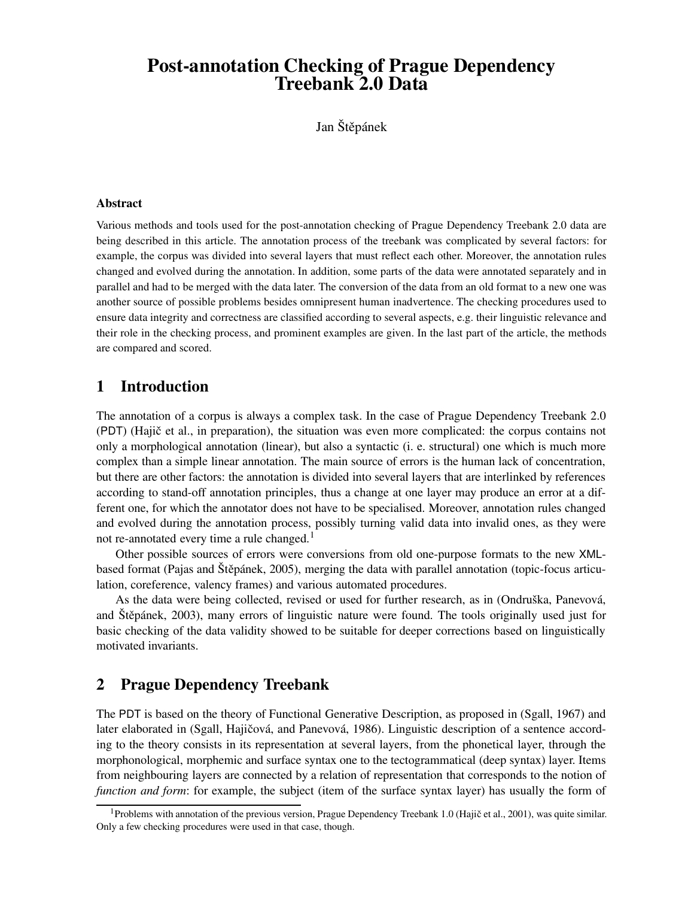# Post-annotation Checking of Prague Dependency Treebank 2.0 Data

Jan Štěpánek

### Abstract

Various methods and tools used for the post-annotation checking of Prague Dependency Treebank 2.0 data are being described in this article. The annotation process of the treebank was complicated by several factors: for example, the corpus was divided into several layers that must reflect each other. Moreover, the annotation rules changed and evolved during the annotation. In addition, some parts of the data were annotated separately and in parallel and had to be merged with the data later. The conversion of the data from an old format to a new one was another source of possible problems besides omnipresent human inadvertence. The checking procedures used to ensure data integrity and correctness are classified according to several aspects, e.g. their linguistic relevance and their role in the checking process, and prominent examples are given. In the last part of the article, the methods are compared and scored.

## 1 Introduction

The annotation of a corpus is always a complex task. In the case of Prague Dependency Treebank 2.0 (PDT) (Hajič et al., in preparation), the situation was even more complicated: the corpus contains not only a morphological annotation (linear), but also a syntactic (i. e. structural) one which is much more complex than a simple linear annotation. The main source of errors is the human lack of concentration, but there are other factors: the annotation is divided into several layers that are interlinked by references according to stand-off annotation principles, thus a change at one layer may produce an error at a different one, for which the annotator does not have to be specialised. Moreover, annotation rules changed and evolved during the annotation process, possibly turning valid data into invalid ones, as they were not re-annotated every time a rule changed.[1]

Other possible sources of errors were conversions from old one-purpose formats to the new XML-based format (Pajas and Štěpánek, 2005), merging the data with parallel annotation (topic-focus articulation, coreference, valency frames) and various automated procedures.

As the data were being collected, revised or used for further research, as in (Ondruška, Panevová, and Štěpánek, 2003), many errors of linguistic nature were found. The tools originally used just for basic checking of the data validity showed to be suitable for deeper corrections based on linguistically motivated invariants.

## 2 Prague Dependency Treebank

The PDT is based on the theory of Functional Generative Description, as proposed in (Sgall, 1967) and later elaborated in (Sgall, Hajičová, and Panevová, 1986). Linguistic description of a sentence according to the theory consists in its representation at several layers, from the phonetical layer, through the morphonological, morphemic and surface syntax one to the tectogrammatical (deep syntax) layer. Items from neighbouring layers are connected by a relation of representation that corresponds to the notion of *function and form*: for example, the subject (item of the surface syntax layer) has usually the form of

[1] Problems with annotation of the previous version, Prague Dependency Treebank 1.0 (Hajič et al., 2001), was quite similar. Only a few checking procedures were used in that case, though.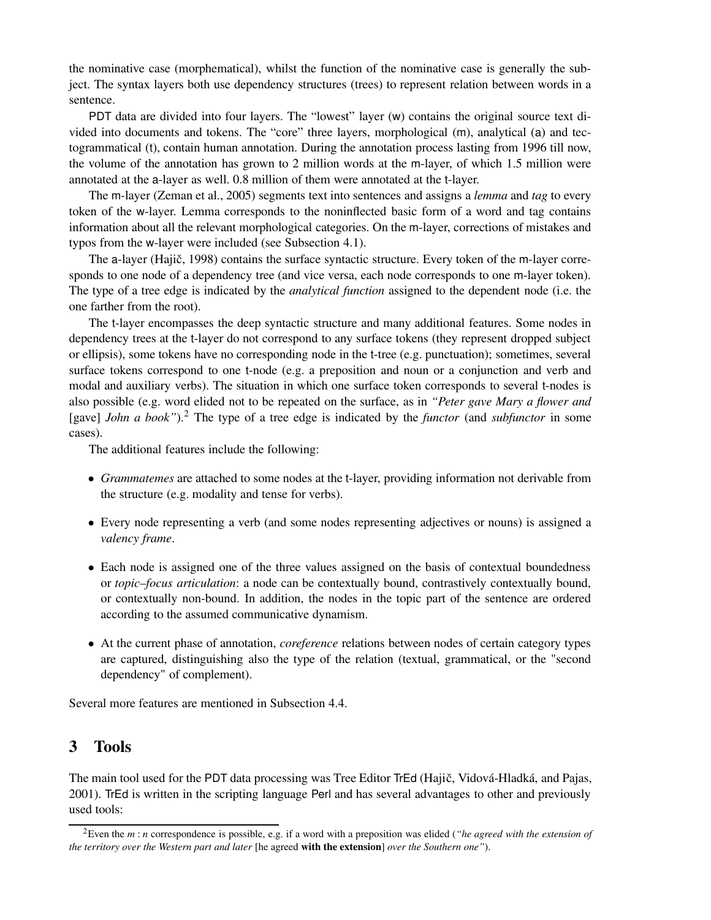the nominative case (morphematical), whilst the function of the nominative case is generally the subject. The syntax layers both use dependency structures (trees) to represent relation between words in a sentence.

PDT data are divided into four layers. The "lowest" layer (w) contains the original source text divided into documents and tokens. The "core" three layers, morphological (m), analytical (a) and tectogrammatical (t), contain human annotation. During the annotation process lasting from 1996 till now, the volume of the annotation has grown to 2 million words at the m-layer, of which 1.5 million were annotated at the a-layer as well. 0.8 million of them were annotated at the t-layer.

The m-layer (Zeman et al., 2005) segments text into sentences and assigns a *lemma* and *tag* to every token of the w-layer. Lemma corresponds to the noninflected basic form of a word and tag contains information about all the relevant morphological categories. On the m-layer, corrections of mistakes and typos from the w-layer were included (see Subsection 4.1).

The a-layer (Hajič, 1998) contains the surface syntactic structure. Every token of the m-layer corresponds to one node of a dependency tree (and vice versa, each node corresponds to one m-layer token). The type of a tree edge is indicated by the *analytical function* assigned to the dependent node (i.e. the one farther from the root).

The t-layer encompasses the deep syntactic structure and many additional features. Some nodes in dependency trees at the t-layer do not correspond to any surface tokens (they represent dropped subject or ellipsis), some tokens have no corresponding node in the t-tree (e.g. punctuation); sometimes, several surface tokens correspond to one t-node (e.g. a preposition and noun or a conjunction and verb and modal and auxiliary verbs). The situation in which one surface token corresponds to several t-nodes is also possible (e.g. word elided not to be repeated on the surface, as in *"Peter gave Mary a flower and* [gave] *John a book"*).[2] The type of a tree edge is indicated by the *functor* (and *subfunctor* in some cases).

The additional features include the following:

- *Grammatemes* are attached to some nodes at the t-layer, providing information not derivable from the structure (e.g. modality and tense for verbs).
- Every node representing a verb (and some nodes representing adjectives or nouns) is assigned a *valency frame*.
- Each node is assigned one of the three values assigned on the basis of contextual boundedness or *topic–focus articulation*: a node can be contextually bound, contrastively contextually bound, or contextually non-bound. In addition, the nodes in the topic part of the sentence are ordered according to the assumed communicative dynamism.
- At the current phase of annotation, *coreference* relations between nodes of certain category types are captured, distinguishing also the type of the relation (textual, grammatical, or the "second dependency" of complement).

Several more features are mentioned in Subsection 4.4.

# 3 Tools

The main tool used for the PDT data processing was Tree Editor TrEd (Hajič, Vidová-Hladká, and Pajas, 2001). TrEd is written in the scripting language Perl and has several advantages to other and previously used tools:

[2] Even the $m : n$ correspondence is possible, e.g. if a word with a preposition was elided (*"he agreed with the extension of the territory over the Western part and later* [he agreed **with the extension**] *over the Southern one"*).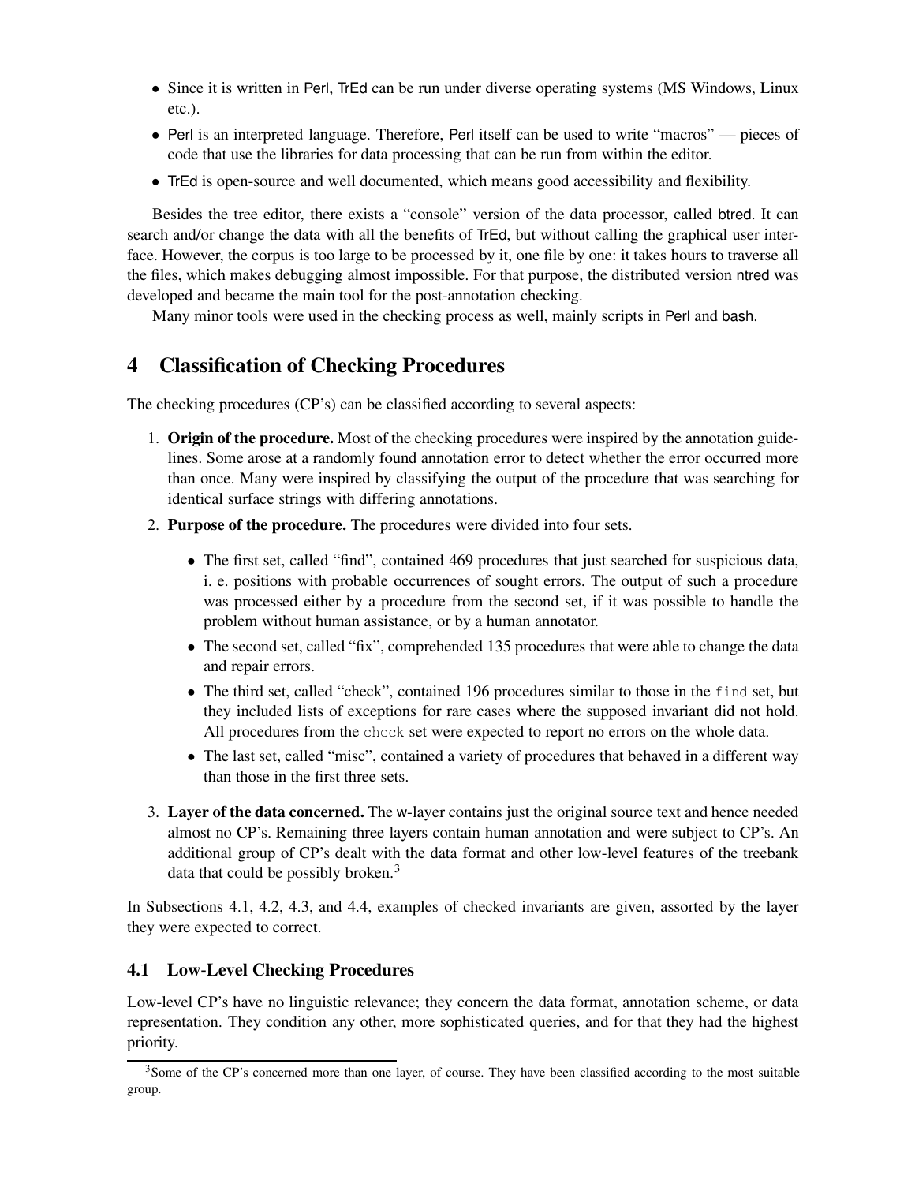- Since it is written in Perl, TrEd can be run under diverse operating systems (MS Windows, Linux etc.).
- Perl is an interpreted language. Therefore, Perl itself can be used to write "macros" — pieces of code that use the libraries for data processing that can be run from within the editor.
- TrEd is open-source and well documented, which means good accessibility and flexibility.

Besides the tree editor, there exists a "console" version of the data processor, called btred. It can search and/or change the data with all the benefits of TrEd, but without calling the graphical user interface. However, the corpus is too large to be processed by it, one file by one: it takes hours to traverse all the files, which makes debugging almost impossible. For that purpose, the distributed version ntred was developed and became the main tool for the post-annotation checking.

Many minor tools were used in the checking process as well, mainly scripts in Perl and bash.

# 4 Classification of Checking Procedures

The checking procedures (CP's) can be classified according to several aspects:

1. **Origin of the procedure.** Most of the checking procedures were inspired by the annotation guidelines. Some arose at a randomly found annotation error to detect whether the error occurred more than once. Many were inspired by classifying the output of the procedure that was searching for identical surface strings with differing annotations.
2. **Purpose of the procedure.** The procedures were divided into four sets.
   - The first set, called "find", contained 469 procedures that just searched for suspicious data, i. e. positions with probable occurrences of sought errors. The output of such a procedure was processed either by a procedure from the second set, if it was possible to handle the problem without human assistance, or by a human annotator.
   - The second set, called "fix", comprehended 135 procedures that were able to change the data and repair errors.
   - The third set, called "check", contained 196 procedures similar to those in the `find` set, but they included lists of exceptions for rare cases where the supposed invariant did not hold. All procedures from the `check` set were expected to report no errors on the whole data.
   - The last set, called "misc", contained a variety of procedures that behaved in a different way than those in the first three sets.
3. **Layer of the data concerned.** The w-layer contains just the original source text and hence needed almost no CP's. Remaining three layers contain human annotation and were subject to CP's. An additional group of CP's dealt with the data format and other low-level features of the treebank data that could be possibly broken.[3]

In Subsections 4.1, 4.2, 4.3, and 4.4, examples of checked invariants are given, assorted by the layer they were expected to correct.

## 4.1 Low-Level Checking Procedures

Low-level CP's have no linguistic relevance; they concern the data format, annotation scheme, or data representation. They condition any other, more sophisticated queries, and for that they had the highest priority.

[3] Some of the CP's concerned more than one layer, of course. They have been classified according to the most suitable group.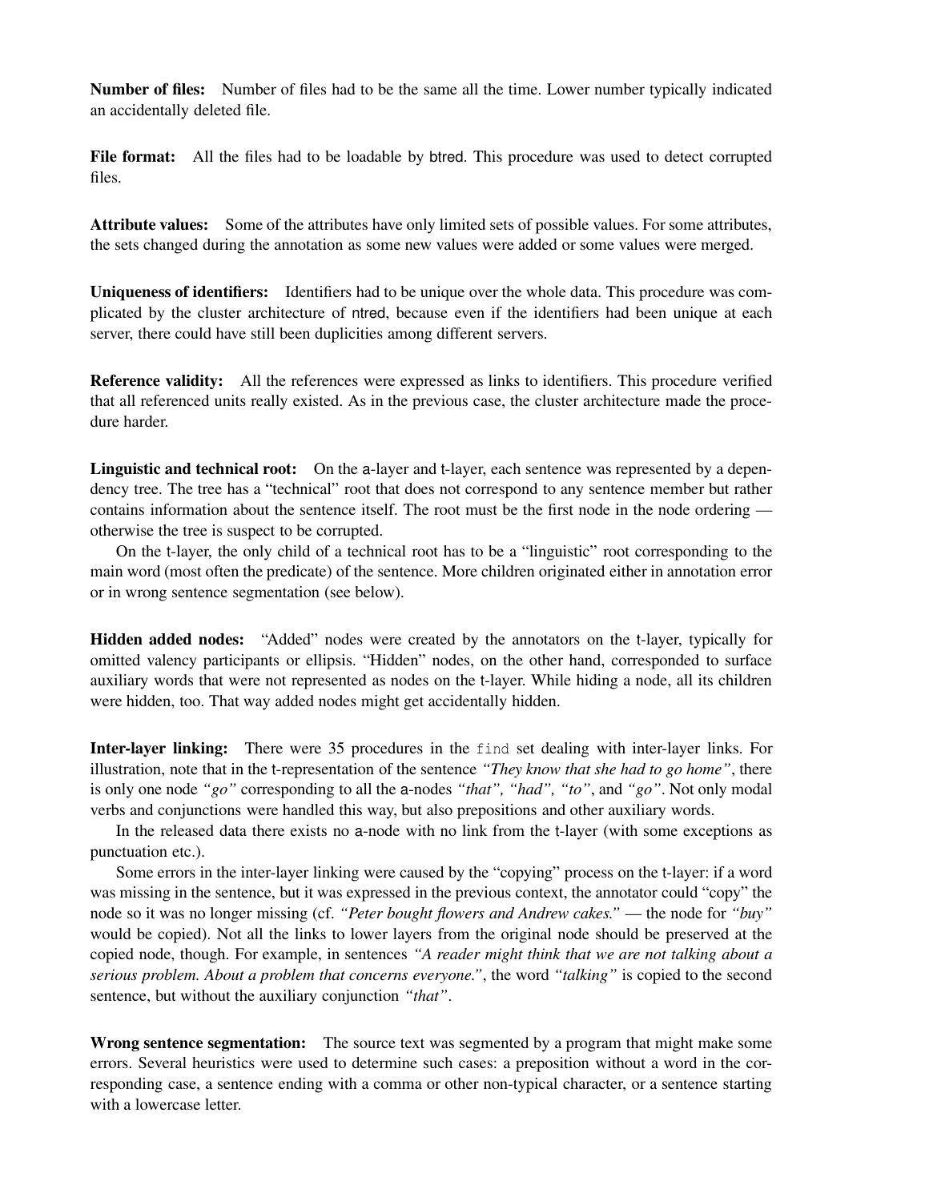**Number of files:** Number of files had to be the same all the time. Lower number typically indicated an accidentally deleted file.

**File format:** All the files had to be loadable by btred. This procedure was used to detect corrupted files.

**Attribute values:** Some of the attributes have only limited sets of possible values. For some attributes, the sets changed during the annotation as some new values were added or some values were merged.

**Uniqueness of identifiers:** Identifiers had to be unique over the whole data. This procedure was complicated by the cluster architecture of ntred, because even if the identifiers had been unique at each server, there could have still been duplicities among different servers.

**Reference validity:** All the references were expressed as links to identifiers. This procedure verified that all referenced units really existed. As in the previous case, the cluster architecture made the procedure harder.

**Linguistic and technical root:** On the a-layer and t-layer, each sentence was represented by a dependency tree. The tree has a "technical" root that does not correspond to any sentence member but rather contains information about the sentence itself. The root must be the first node in the node ordering — otherwise the tree is suspect to be corrupted.

On the t-layer, the only child of a technical root has to be a "linguistic" root corresponding to the main word (most often the predicate) of the sentence. More children originated either in annotation error or in wrong sentence segmentation (see below).

**Hidden added nodes:** "Added" nodes were created by the annotators on the t-layer, typically for omitted valency participants or ellipsis. "Hidden" nodes, on the other hand, corresponded to surface auxiliary words that were not represented as nodes on the t-layer. While hiding a node, all its children were hidden, too. That way added nodes might get accidentally hidden.

**Inter-layer linking:** There were 35 procedures in the `find` set dealing with inter-layer links. For illustration, note that in the t-representation of the sentence *"They know that she had to go home"*, there is only one node *"go"* corresponding to all the a-nodes *"that", "had", "to"*, and *"go"*. Not only modal verbs and conjunctions were handled this way, but also prepositions and other auxiliary words.

In the released data there exists no a-node with no link from the t-layer (with some exceptions as punctuation etc.).

Some errors in the inter-layer linking were caused by the "copying" process on the t-layer: if a word was missing in the sentence, but it was expressed in the previous context, the annotator could "copy" the node so it was no longer missing (cf. *"Peter bought flowers and Andrew cakes."* — the node for *"buy"* would be copied). Not all the links to lower layers from the original node should be preserved at the copied node, though. For example, in sentences *"A reader might think that we are not talking about a serious problem. About a problem that concerns everyone."*, the word *"talking"* is copied to the second sentence, but without the auxiliary conjunction *"that"*.

**Wrong sentence segmentation:** The source text was segmented by a program that might make some errors. Several heuristics were used to determine such cases: a preposition without a word in the corresponding case, a sentence ending with a comma or other non-typical character, or a sentence starting with a lowercase letter.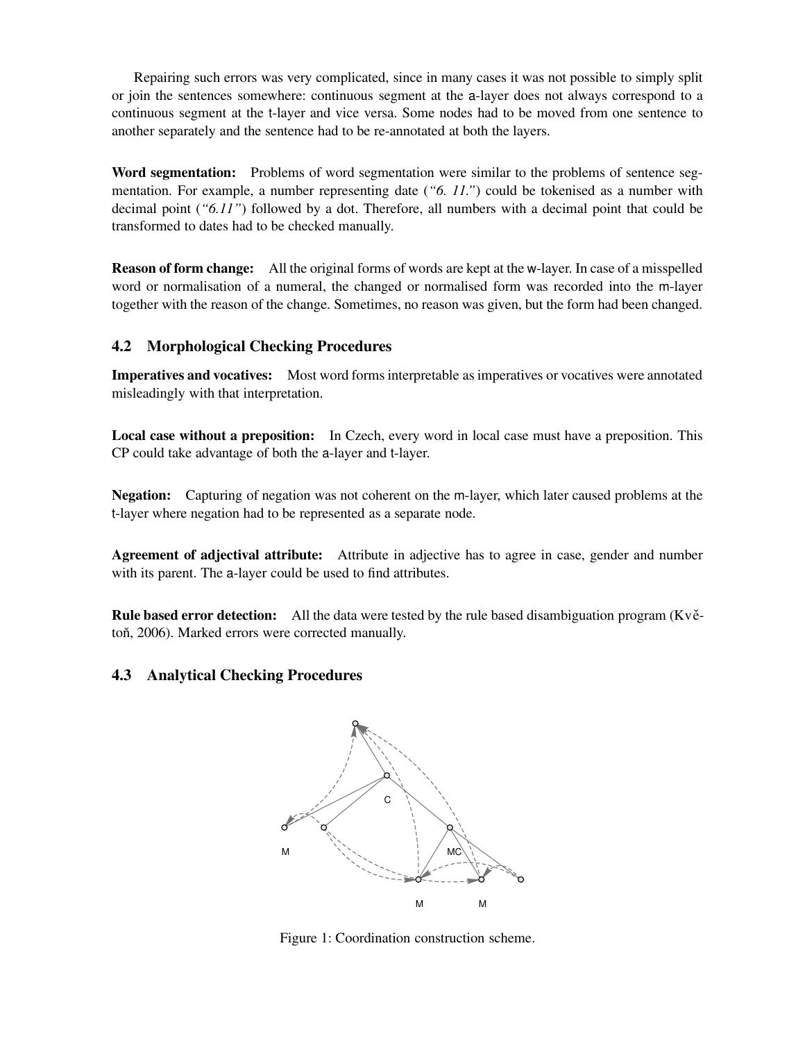Repairing such errors was very complicated, since in many cases it was not possible to simply split or join the sentences somewhere: continuous segment at the a-layer does not always correspond to a continuous segment at the t-layer and vice versa. Some nodes had to be moved from one sentence to another separately and the sentence had to be re-annotated at both the layers.

**Word segmentation:** Problems of word segmentation were similar to the problems of sentence segmentation. For example, a number representing date (*"6. 11."*) could be tokenised as a number with decimal point (*"6.11"*) followed by a dot. Therefore, all numbers with a decimal point that could be transformed to dates had to be checked manually.

**Reason of form change:** All the original forms of words are kept at the w-layer. In case of a misspelled word or normalisation of a numeral, the changed or normalised form was recorded into the m-layer together with the reason of the change. Sometimes, no reason was given, but the form had been changed.

## 4.2 Morphological Checking Procedures

**Imperatives and vocatives:** Most word forms interpretable as imperatives or vocatives were annotated misleadingly with that interpretation.

**Local case without a preposition:** In Czech, every word in local case must have a preposition. This CP could take advantage of both the a-layer and t-layer.

**Negation:** Capturing of negation was not coherent on the m-layer, which later caused problems at the t-layer where negation had to be represented as a separate node.

**Agreement of adjectival attribute:** Attribute in adjective has to agree in case, gender and number with its parent. The a-layer could be used to find attributes.

**Rule based error detection:** All the data were tested by the rule based disambiguation program (Květoň, 2006). Marked errors were corrected manually.

## 4.3 Analytical Checking Procedures

C

M

MC

M

M

Figure 1: Coordination construction scheme.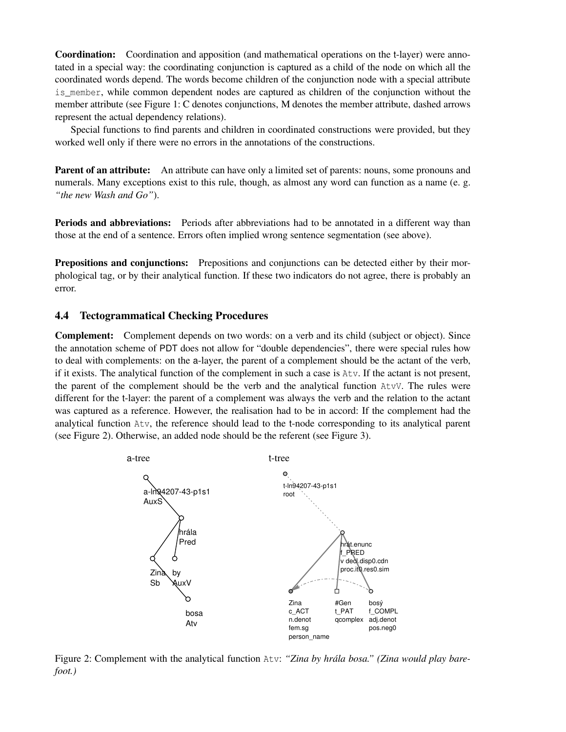**Coordination:** Coordination and apposition (and mathematical operations on the t-layer) were annotated in a special way: the coordinating conjunction is captured as a child of the node on which all the coordinated words depend. The words become children of the conjunction node with a special attribute is_member, while common dependent nodes are captured as children of the conjunction without the member attribute (see Figure 1: C denotes conjunctions, M denotes the member attribute, dashed arrows represent the actual dependency relations).

Special functions to find parents and children in coordinated constructions were provided, but they worked well only if there were no errors in the annotations of the constructions.

**Parent of an attribute:** An attribute can have only a limited set of parents: nouns, some pronouns and numerals. Many exceptions exist to this rule, though, as almost any word can function as a name (e. g. *"the new Wash and Go"*).

**Periods and abbreviations:** Periods after abbreviations had to be annotated in a different way than those at the end of a sentence. Errors often implied wrong sentence segmentation (see above).

**Prepositions and conjunctions:** Prepositions and conjunctions can be detected either by their morphological tag, or by their analytical function. If these two indicators do not agree, there is probably an error.

### 4.4 Tectogrammatical Checking Procedures

**Complement:** Complement depends on two words: on a verb and its child (subject or object). Since the annotation scheme of PDT does not allow for "double dependencies", there were special rules how to deal with complements: on the a-layer, the parent of a complement should be the actant of the verb, if it exists. The analytical function of the complement in such a case is Atv. If the actant is not present, the parent of the complement should be the verb and the analytical function AtvV. The rules were different for the t-layer: the parent of a complement was always the verb and the relation to the actant was captured as a reference. However, the realisation had to be in accord: If the complement had the analytical function Atv, the reference should lead to the t-node corresponding to its analytical parent (see Figure 2). Otherwise, an added node should be the referent (see Figure 3).

a-tree

a-ln94207-43-p1s1
AuxS

hrála
Pred

Zina
Sb

by
AuxV

bosa
Atv

t-tree

t-ln94207-43-p1s1
root

hrát.enunc
f_PRED
v decl.disp0.cdn
proc.it0.res0.sim

Zina
c_ACT
n.denot
fem.sg
person_name

#Gen
t_PAT
qcomplex

bosý
f_COMPL
adj.denot
pos.neg0

Figure 2: Complement with the analytical function Atv: *"Zina by hrála bosa." (Zina would play barefoot.)*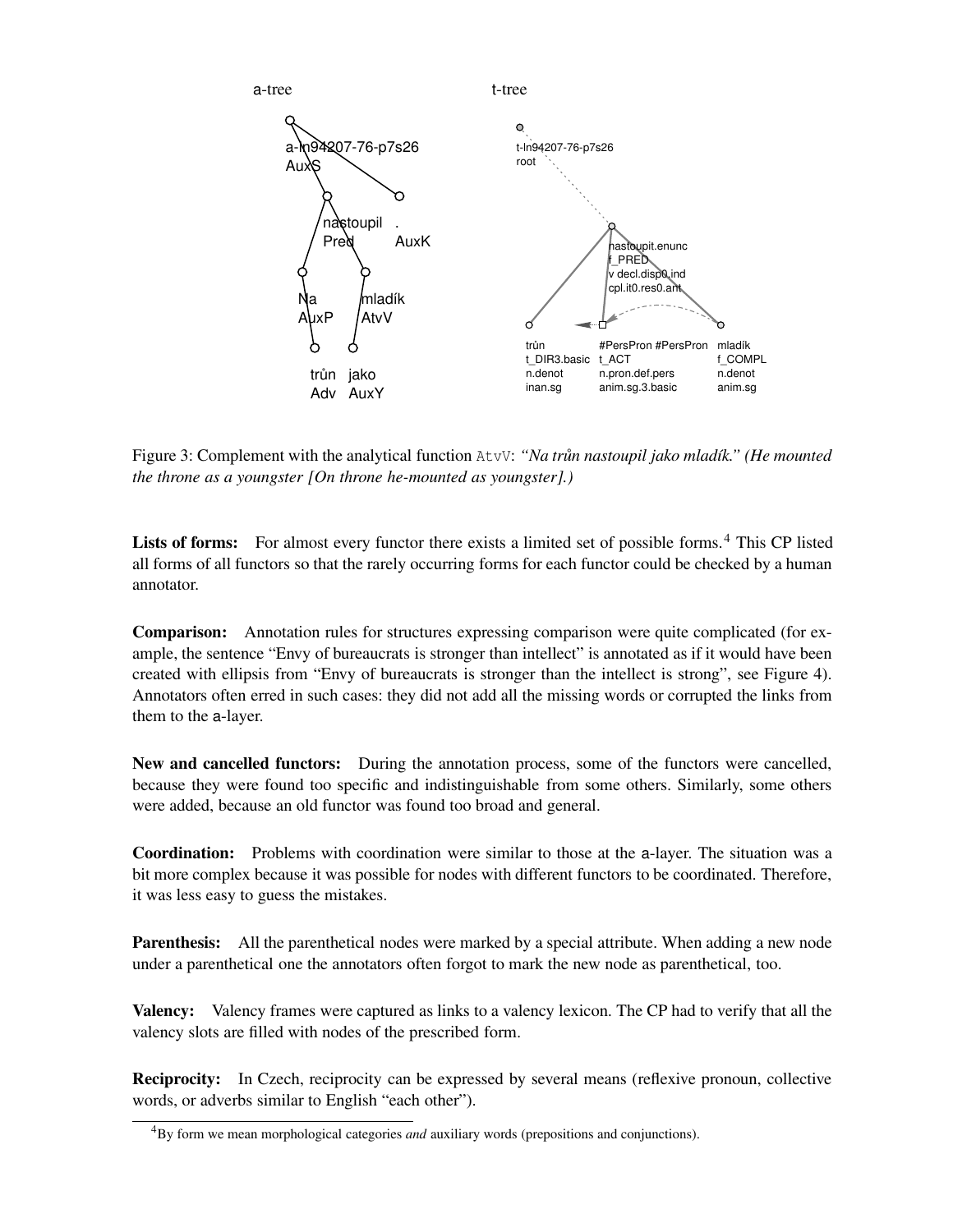Figure 3: Complement with the analytical function AtvV: *"Na trůn nastoupil jako mladík." (He mounted the throne as a youngster [On throne he-mounted as youngster].)*

**Lists of forms:** For almost every functor there exists a limited set of possible forms.[4] This CP listed all forms of all functors so that the rarely occurring forms for each functor could be checked by a human annotator.

**Comparison:** Annotation rules for structures expressing comparison were quite complicated (for example, the sentence "Envy of bureaucrats is stronger than intellect" is annotated as if it would have been created with ellipsis from "Envy of bureaucrats is stronger than the intellect is strong", see Figure 4). Annotators often erred in such cases: they did not add all the missing words or corrupted the links from them to the a-layer.

**New and cancelled functors:** During the annotation process, some of the functors were cancelled, because they were found too specific and indistinguishable from some others. Similarly, some others were added, because an old functor was found too broad and general.

**Coordination:** Problems with coordination were similar to those at the a-layer. The situation was a bit more complex because it was possible for nodes with different functors to be coordinated. Therefore, it was less easy to guess the mistakes.

**Parenthesis:** All the parenthetical nodes were marked by a special attribute. When adding a new node under a parenthetical one the annotators often forgot to mark the new node as parenthetical, too.

**Valency:** Valency frames were captured as links to a valency lexicon. The CP had to verify that all the valency slots are filled with nodes of the prescribed form.

**Reciprocity:** In Czech, reciprocity can be expressed by several means (reflexive pronoun, collective words, or adverbs similar to English "each other").

[4] By form we mean morphological categories *and* auxiliary words (prepositions and conjunctions).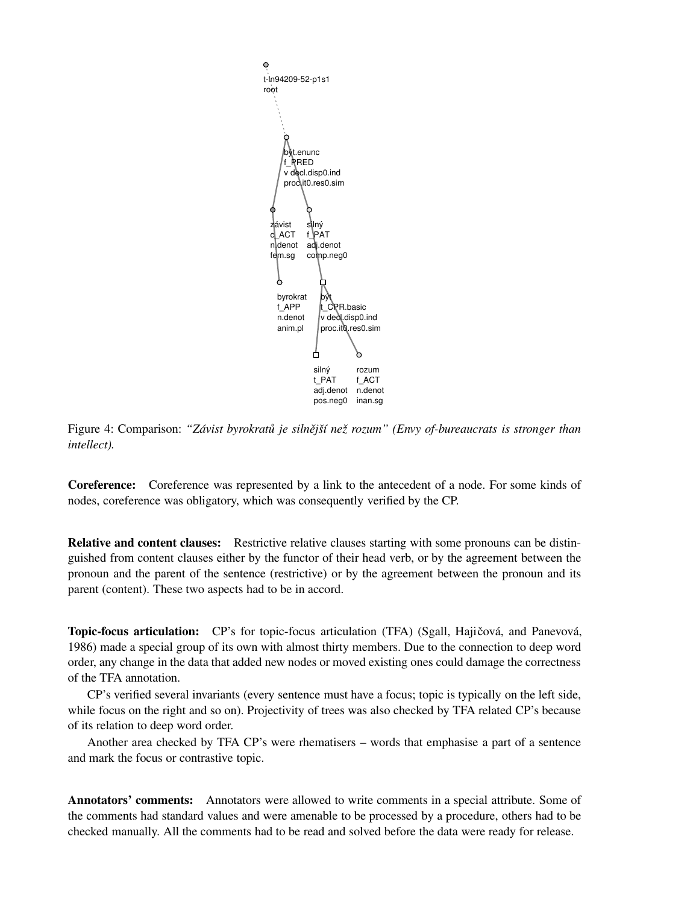t-ln94209-52-p1s1
root

být.enunc
f_PRED
v decl.disp0.ind
proc.it0.res0.sim

závist
c_ACT
n.denot
fem.sg

silný
f_PAT
adj.denot
comp.neg0

byrokrat
f_APP
n.denot
anim.pl

být
t_CPR.basic
v decl.disp0.ind
proc.it0.res0.sim

silný
t_PAT
adj.denot
pos.neg0

rozum
f_ACT
n.denot
inan.sg

Figure 4: Comparison: *"Závist byrokratů je silnější než rozum" (Envy of-bureaucrats is stronger than intellect).*

**Coreference:** Coreference was represented by a link to the antecedent of a node. For some kinds of nodes, coreference was obligatory, which was consequently verified by the CP.

**Relative and content clauses:** Restrictive relative clauses starting with some pronouns can be distinguished from content clauses either by the functor of their head verb, or by the agreement between the pronoun and the parent of the sentence (restrictive) or by the agreement between the pronoun and its parent (content). These two aspects had to be in accord.

**Topic-focus articulation:** CP's for topic-focus articulation (TFA) (Sgall, Hajičová, and Panevová, 1986) made a special group of its own with almost thirty members. Due to the connection to deep word order, any change in the data that added new nodes or moved existing ones could damage the correctness of the TFA annotation.

CP's verified several invariants (every sentence must have a focus; topic is typically on the left side, while focus on the right and so on). Projectivity of trees was also checked by TFA related CP's because of its relation to deep word order.

Another area checked by TFA CP's were rhematisers – words that emphasise a part of a sentence and mark the focus or contrastive topic.

**Annotators' comments:** Annotators were allowed to write comments in a special attribute. Some of the comments had standard values and were amenable to be processed by a procedure, others had to be checked manually. All the comments had to be read and solved before the data were ready for release.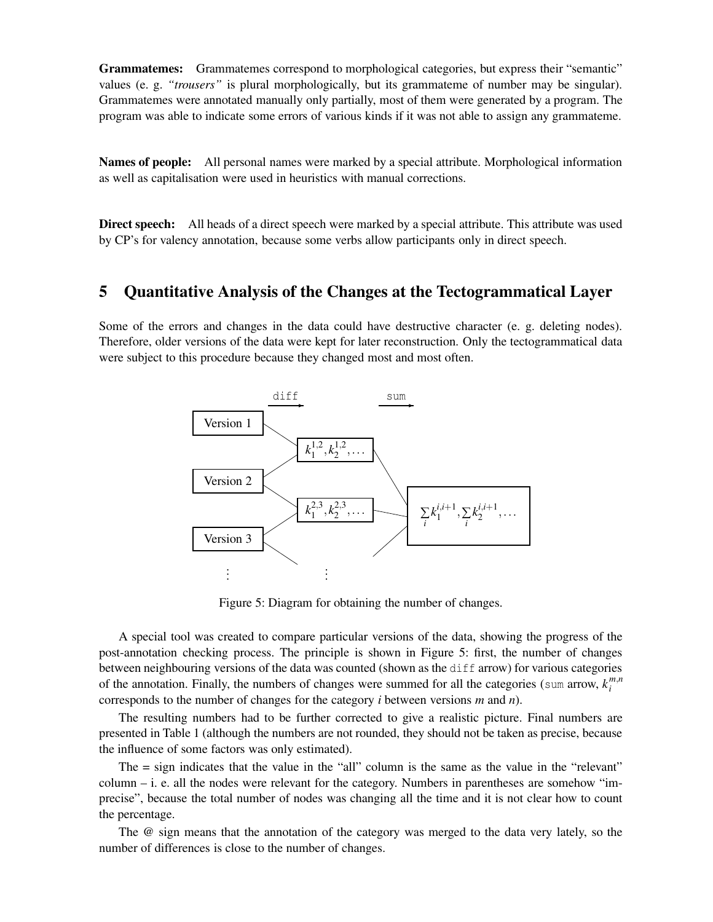**Grammatemes:** Grammatemes correspond to morphological categories, but express their "semantic" values (e. g. *"trousers"* is plural morphologically, but its grammateme of number may be singular). Grammatemes were annotated manually only partially, most of them were generated by a program. The program was able to indicate some errors of various kinds if it was not able to assign any grammateme.

**Names of people:** All personal names were marked by a special attribute. Morphological information as well as capitalisation were used in heuristics with manual corrections.

**Direct speech:** All heads of a direct speech were marked by a special attribute. This attribute was used by CP's for valency annotation, because some verbs allow participants only in direct speech.

## 5 Quantitative Analysis of the Changes at the Tectogrammatical Layer

Some of the errors and changes in the data could have destructive character (e. g. deleting nodes). Therefore, older versions of the data were kept for later reconstruction. Only the tectogrammatical data were subject to this procedure because they changed most and most often.

diff

sum

Version 1

Version 2

Version 3

$k_1^{1,2}, k_2^{1,2}, \ldots$

$k_1^{2,3}, k_2^{2,3}, \ldots$

$\sum_i k_1^{i,i+1}, \sum_i k_2^{i,i+1}, \ldots$

Figure 5: Diagram for obtaining the number of changes.

A special tool was created to compare particular versions of the data, showing the progress of the post-annotation checking process. The principle is shown in Figure 5: first, the number of changes between neighbouring versions of the data was counted (shown as the `diff` arrow) for various categories of the annotation. Finally, the numbers of changes were summed for all the categories (`sum` arrow, $k_i^{m,n}$ corresponds to the number of changes for the category *i* between versions *m* and *n*).

The resulting numbers had to be further corrected to give a realistic picture. Final numbers are presented in Table 1 (although the numbers are not rounded, they should not be taken as precise, because the influence of some factors was only estimated).

The = sign indicates that the value in the "all" column is the same as the value in the "relevant" column – i. e. all the nodes were relevant for the category. Numbers in parentheses are somehow "imprecise", because the total number of nodes was changing all the time and it is not clear how to count the percentage.

The @ sign means that the annotation of the category was merged to the data very lately, so the number of differences is close to the number of changes.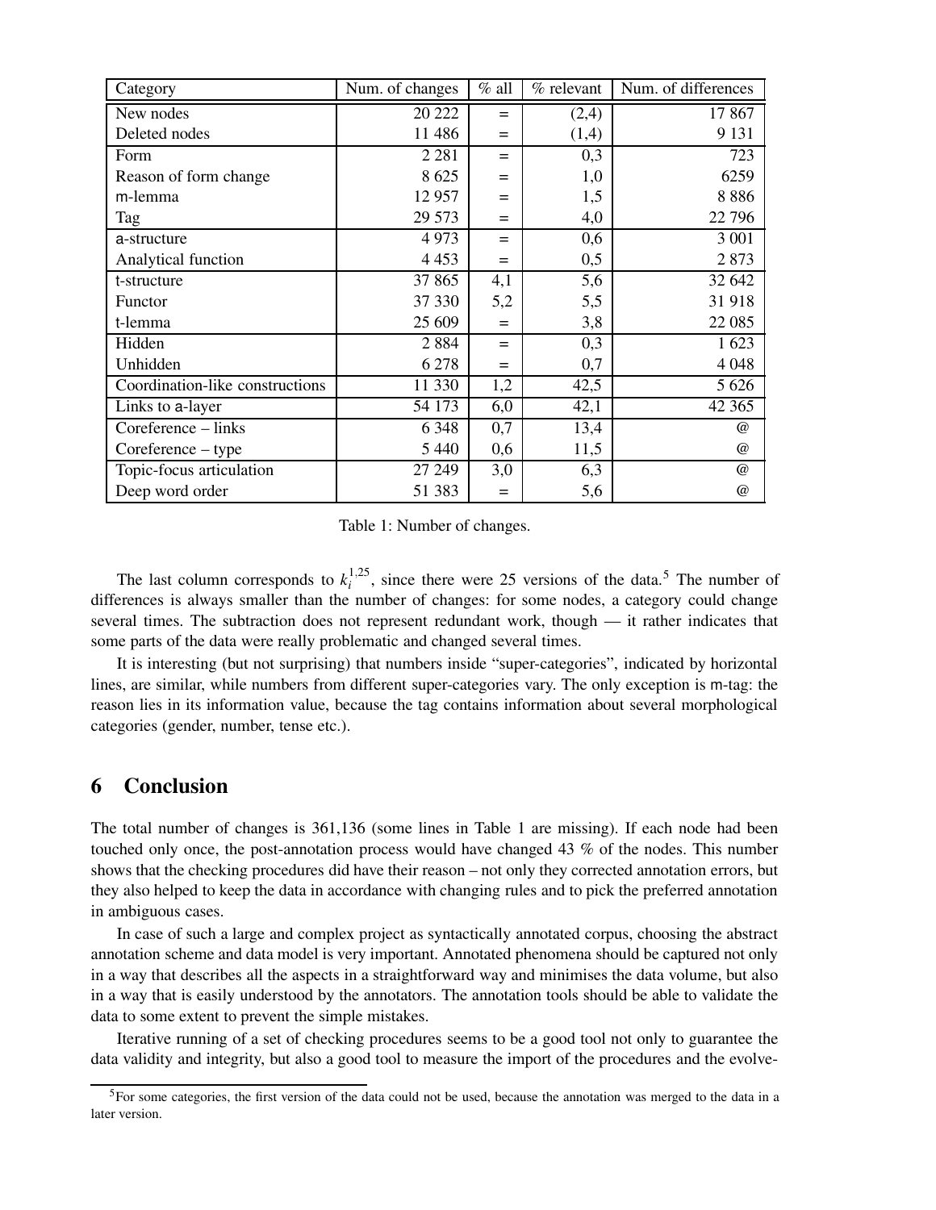| Category | Num. of changes | % all | % relevant | Num. of differences |
|---|---|---|---|---|
| New nodes | 20 222 | = | (2,4) | 17 867 |
| Deleted nodes | 11 486 | = | (1,4) | 9 131 |
| Form | 2 281 | = | 0,3 | 723 |
| Reason of form change | 8 625 | = | 1,0 | 6259 |
| m-lemma | 12 957 | = | 1,5 | 8 886 |
| Tag | 29 573 | = | 4,0 | 22 796 |
| a-structure | 4 973 | = | 0,6 | 3 001 |
| Analytical function | 4 453 | = | 0,5 | 2 873 |
| t-structure | 37 865 | 4,1 | 5,6 | 32 642 |
| Functor | 37 330 | 5,2 | 5,5 | 31 918 |
| t-lemma | 25 609 | = | 3,8 | 22 085 |
| Hidden | 2 884 | = | 0,3 | 1 623 |
| Unhidden | 6 278 | = | 0,7 | 4 048 |
| Coordination-like constructions | 11 330 | 1,2 | 42,5 | 5 626 |
| Links to a-layer | 54 173 | 6,0 | 42,1 | 42 365 |
| Coreference – links | 6 348 | 0,7 | 13,4 | @ |
| Coreference – type | 5 440 | 0,6 | 11,5 | @ |
| Topic-focus articulation | 27 249 | 3,0 | 6,3 | @ |
| Deep word order | 51 383 | = | 5,6 | @ |

Table 1: Number of changes.

The last column corresponds to $k_i^{1,25}$, since there were 25 versions of the data.[5] The number of differences is always smaller than the number of changes: for some nodes, a category could change several times. The subtraction does not represent redundant work, though — it rather indicates that some parts of the data were really problematic and changed several times.

It is interesting (but not surprising) that numbers inside "super-categories", indicated by horizontal lines, are similar, while numbers from different super-categories vary. The only exception is m-tag: the reason lies in its information value, because the tag contains information about several morphological categories (gender, number, tense etc.).

## 6 Conclusion

The total number of changes is 361,136 (some lines in Table 1 are missing). If each node had been touched only once, the post-annotation process would have changed 43 % of the nodes. This number shows that the checking procedures did have their reason – not only they corrected annotation errors, but they also helped to keep the data in accordance with changing rules and to pick the preferred annotation in ambiguous cases.

In case of such a large and complex project as syntactically annotated corpus, choosing the abstract annotation scheme and data model is very important. Annotated phenomena should be captured not only in a way that describes all the aspects in a straightforward way and minimises the data volume, but also in a way that is easily understood by the annotators. The annotation tools should be able to validate the data to some extent to prevent the simple mistakes.

Iterative running of a set of checking procedures seems to be a good tool not only to guarantee the data validity and integrity, but also a good tool to measure the import of the procedures and the evolve-

[5] For some categories, the first version of the data could not be used, because the annotation was merged to the data in a later version.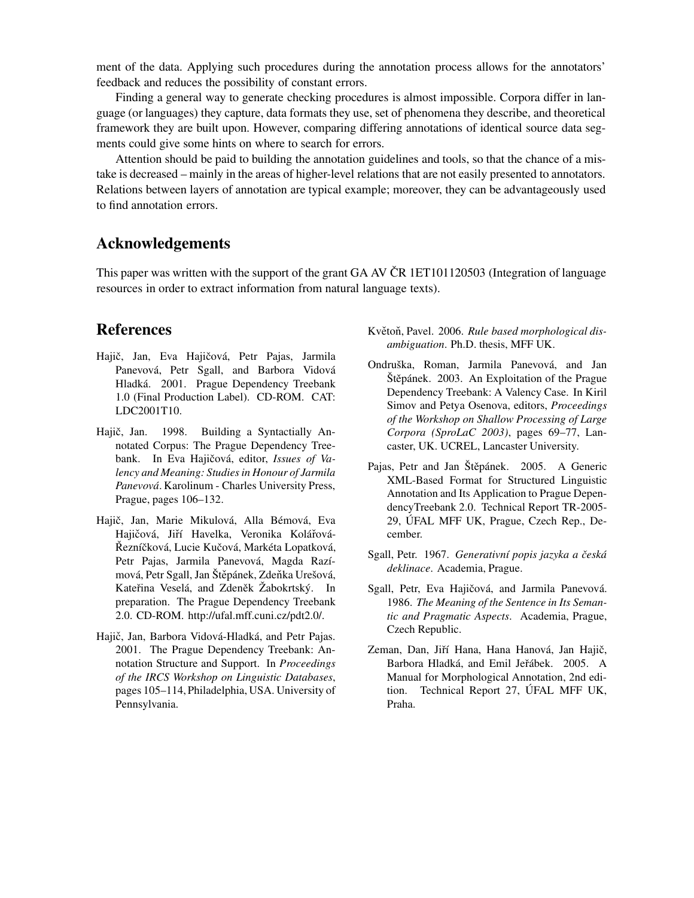ment of the data. Applying such procedures during the annotation process allows for the annotators' feedback and reduces the possibility of constant errors.

Finding a general way to generate checking procedures is almost impossible. Corpora differ in language (or languages) they capture, data formats they use, set of phenomena they describe, and theoretical framework they are built upon. However, comparing differing annotations of identical source data segments could give some hints on where to search for errors.

Attention should be paid to building the annotation guidelines and tools, so that the chance of a mistake is decreased – mainly in the areas of higher-level relations that are not easily presented to annotators. Relations between layers of annotation are typical example; moreover, they can be advantageously used to find annotation errors.

## Acknowledgements

This paper was written with the support of the grant GA AV ČR 1ET101120503 (Integration of language resources in order to extract information from natural language texts).

## References

Hajič, Jan, Eva Hajičová, Petr Pajas, Jarmila Panevová, Petr Sgall, and Barbora Vidová Hladká. 2001. Prague Dependency Treebank 1.0 (Final Production Label). CD-ROM. CAT: LDC2001T10.

Hajič, Jan. 1998. Building a Syntactially Annotated Corpus: The Prague Dependency Treebank. In Eva Hajičová, editor, *Issues of Valency and Meaning: Studies in Honour of Jarmila Panevová*. Karolinum - Charles University Press, Prague, pages 106–132.

Hajič, Jan, Marie Mikulová, Alla Bémová, Eva Hajičová, Jiří Havelka, Veronika Kolářová-Řezníčková, Lucie Kučová, Markéta Lopatková, Petr Pajas, Jarmila Panevová, Magda Razímová, Petr Sgall, Jan Štěpánek, Zdeňka Urešová, Kateřina Veselá, and Zdeněk Žabokrtský. In preparation. The Prague Dependency Treebank 2.0. CD-ROM. http://ufal.mff.cuni.cz/pdt2.0/.

Hajič, Jan, Barbora Vidová-Hladká, and Petr Pajas. 2001. The Prague Dependency Treebank: Annotation Structure and Support. In *Proceedings of the IRCS Workshop on Linguistic Databases*, pages 105–114, Philadelphia, USA. University of Pennsylvania.

Květoň, Pavel. 2006. *Rule based morphological disambiguation*. Ph.D. thesis, MFF UK.

Ondruška, Roman, Jarmila Panevová, and Jan Štěpánek. 2003. An Exploitation of the Prague Dependency Treebank: A Valency Case. In Kiril Simov and Petya Osenova, editors, *Proceedings of the Workshop on Shallow Processing of Large Corpora (SproLaC 2003)*, pages 69–77, Lancaster, UK. UCREL, Lancaster University.

Pajas, Petr and Jan Štěpánek. 2005. A Generic XML-Based Format for Structured Linguistic Annotation and Its Application to Prague DependencyTreebank 2.0. Technical Report TR-2005-29, ÚFAL MFF UK, Prague, Czech Rep., December.

Sgall, Petr. 1967. *Generativní popis jazyka a česká deklinace*. Academia, Prague.

Sgall, Petr, Eva Hajičová, and Jarmila Panevová. 1986. *The Meaning of the Sentence in Its Semantic and Pragmatic Aspects*. Academia, Prague, Czech Republic.

Zeman, Dan, Jiří Hana, Hana Hanová, Jan Hajič, Barbora Hladká, and Emil Jeřábek. 2005. A Manual for Morphological Annotation, 2nd edition. Technical Report 27, ÚFAL MFF UK, Praha.